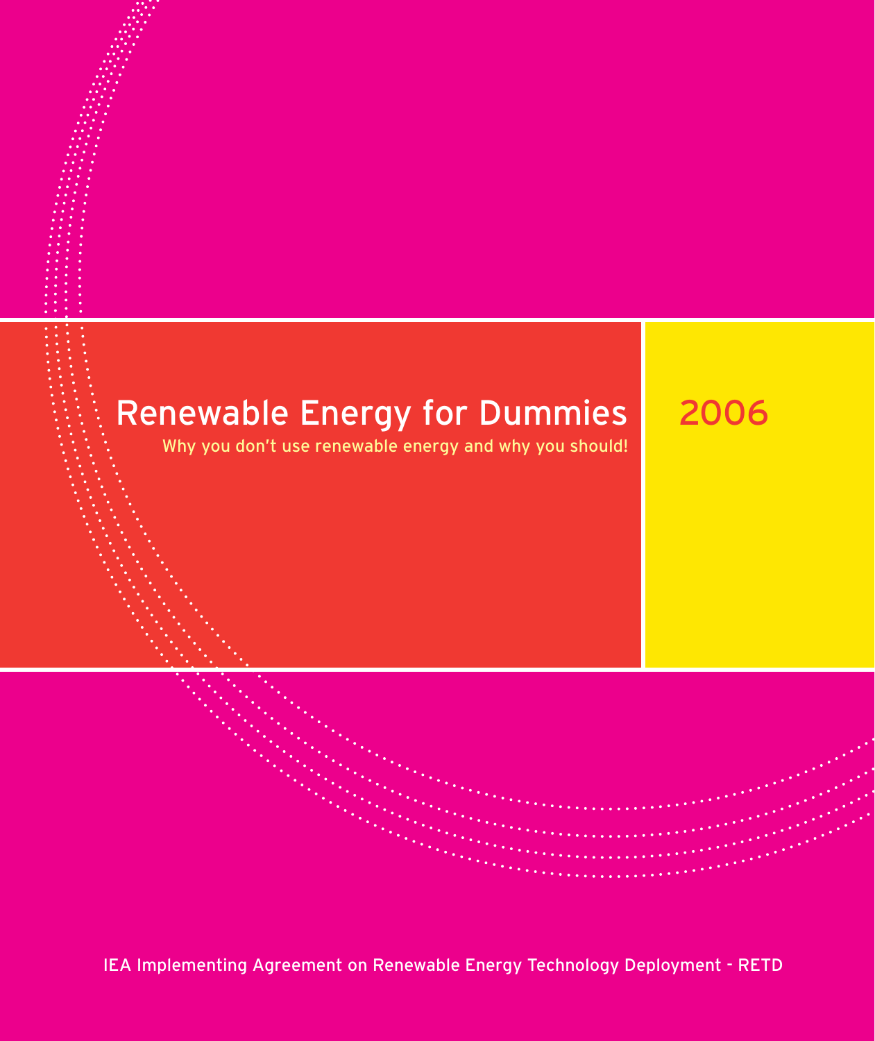# Renewable Energy for Dummies

2006

Why you don't use renewable energy and why you should!

IEA Implementing Agreement on Renewable Energy Technology Deployment - RETD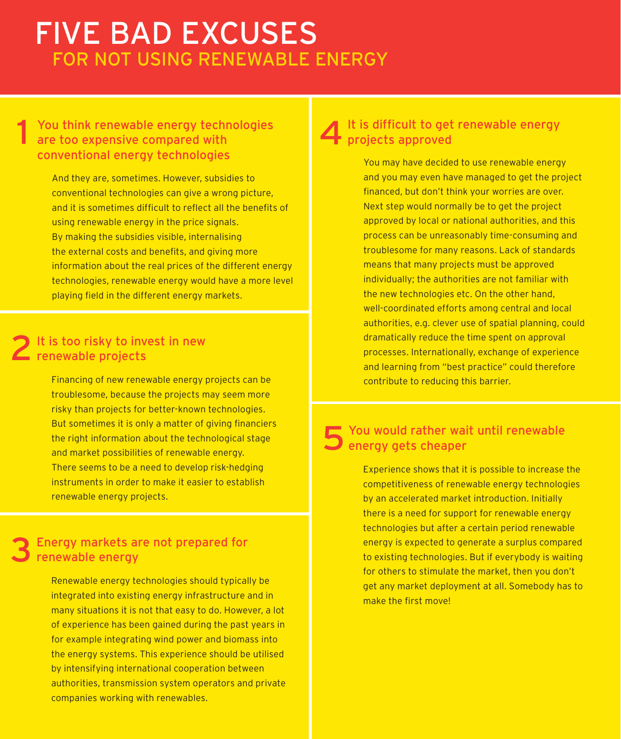# FIVE BAD EXCUSES

## FOR NOT USING RENEWABLE ENERGY

### 1 You think renewable energy technologies are too expensive compared with conventional energy technologies

And they are, sometimes. However, subsidies to conventional technologies can give a wrong picture, and it is sometimes difficult to reflect all the benefits of using renewable energy in the price signals. By making the subsidies visible, internalising the external costs and benefits, and giving more information about the real prices of the different energy technologies, renewable energy would have a more level playing field in the different energy markets.

### 2 It is too risky to invest in new renewable projects

Financing of new renewable energy projects can be troublesome, because the projects may seem more risky than projects for better-known technologies. But sometimes it is only a matter of giving financiers the right information about the technological stage and market possibilities of renewable energy. There seems to be a need to develop risk-hedging instruments in order to make it easier to establish renewable energy projects.

### 3 Energy markets are not prepared for renewable energy

Renewable energy technologies should typically be integrated into existing energy infrastructure and in many situations it is not that easy to do. However, a lot of experience has been gained during the past years in for example integrating wind power and biomass into the energy systems. This experience should be utilised by intensifying international cooperation between authorities, transmission system operators and private companies working with renewables.

### 4 It is difficult to get renewable energy projects approved

You may have decided to use renewable energy and you may even have managed to get the project financed, but don't think your worries are over. Next step would normally be to get the project approved by local or national authorities, and this process can be unreasonably time-consuming and troublesome for many reasons. Lack of standards means that many projects must be approved individually; the authorities are not familiar with the new technologies etc. On the other hand, well-coordinated efforts among central and local authorities, e.g. clever use of spatial planning, could dramatically reduce the time spent on approval processes. Internationally, exchange of experience and learning from "best practice" could therefore contribute to reducing this barrier.

### 5 You would rather wait until renewable energy gets cheaper

Experience shows that it is possible to increase the competitiveness of renewable energy technologies by an accelerated market introduction. Initially there is a need for support for renewable energy technologies but after a certain period renewable energy is expected to generate a surplus compared to existing technologies. But if everybody is waiting for others to stimulate the market, then you don't get any market deployment at all. Somebody has to make the first move!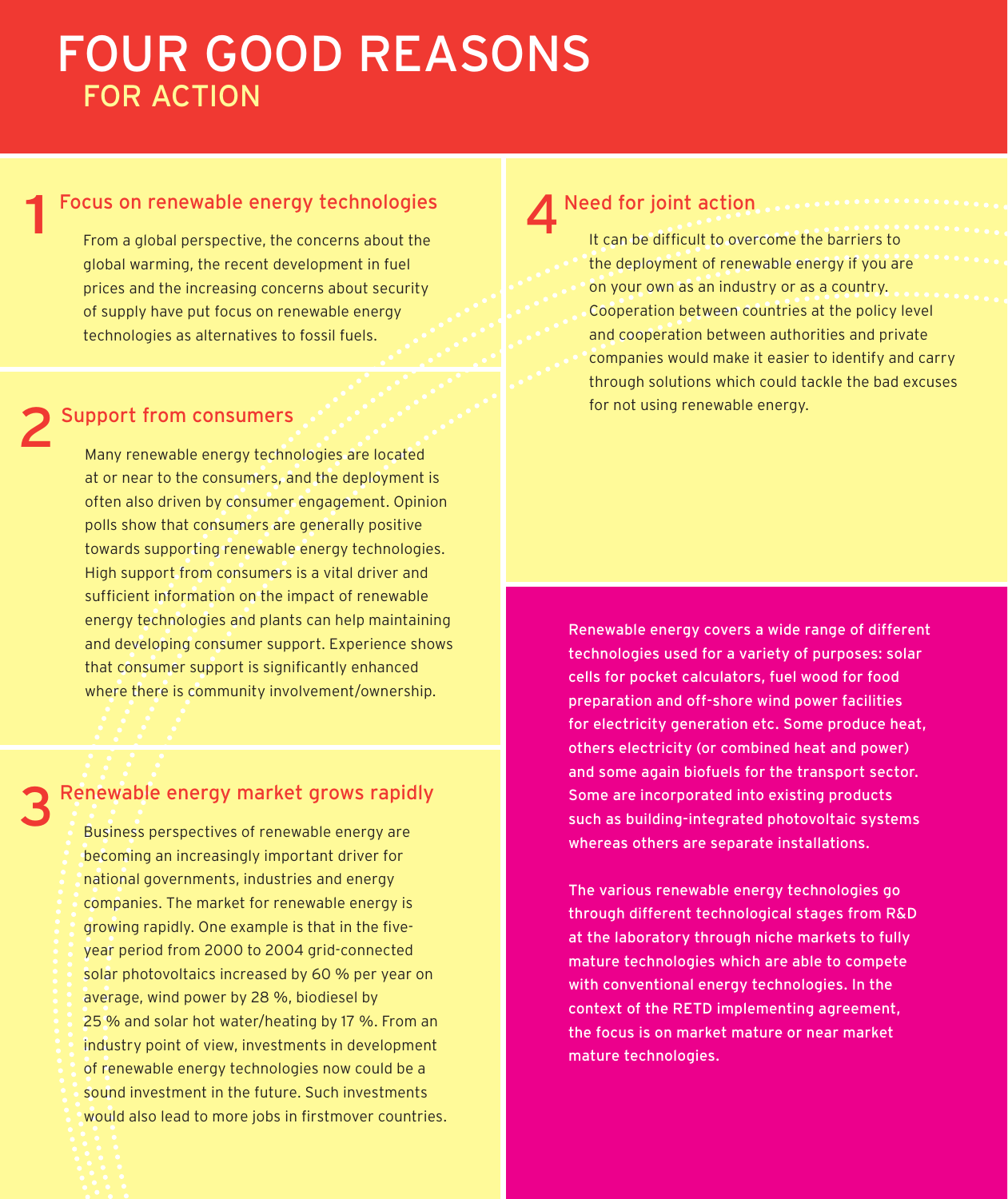# FOUR GOOD REASONS
## FOR ACTION

### 1 Focus on renewable energy technologies

From a global perspective, the concerns about the global warming, the recent development in fuel prices and the increasing concerns about security of supply have put focus on renewable energy technologies as alternatives to fossil fuels.

### 2 Support from consumers

Many renewable energy technologies are located at or near to the consumers, and the deployment is often also driven by consumer engagement. Opinion polls show that consumers are generally positive towards supporting renewable energy technologies. High support from consumers is a vital driver and sufficient information on the impact of renewable energy technologies and plants can help maintaining and developing consumer support. Experience shows that consumer support is significantly enhanced where there is community involvement/ownership.

### 3 Renewable energy market grows rapidly

Business perspectives of renewable energy are becoming an increasingly important driver for national governments, industries and energy companies. The market for renewable energy is growing rapidly. One example is that in the five-year period from 2000 to 2004 grid-connected solar photovoltaics increased by 60 % per year on average, wind power by 28 %, biodiesel by 25 % and solar hot water/heating by 17 %. From an industry point of view, investments in development of renewable energy technologies now could be a sound investment in the future. Such investments would also lead to more jobs in firstmover countries.

### 4 Need for joint action

It can be difficult to overcome the barriers to the deployment of renewable energy if you are on your own as an industry or as a country. Cooperation between countries at the policy level and cooperation between authorities and private companies would make it easier to identify and carry through solutions which could tackle the bad excuses for not using renewable energy.

Renewable energy covers a wide range of different technologies used for a variety of purposes: solar cells for pocket calculators, fuel wood for food preparation and off-shore wind power facilities for electricity generation etc. Some produce heat, others electricity (or combined heat and power) and some again biofuels for the transport sector. Some are incorporated into existing products such as building-integrated photovoltaic systems whereas others are separate installations.

The various renewable energy technologies go through different technological stages from R&D at the laboratory through niche markets to fully mature technologies which are able to compete with conventional energy technologies. In the context of the RETD implementing agreement, the focus is on market mature or near market mature technologies.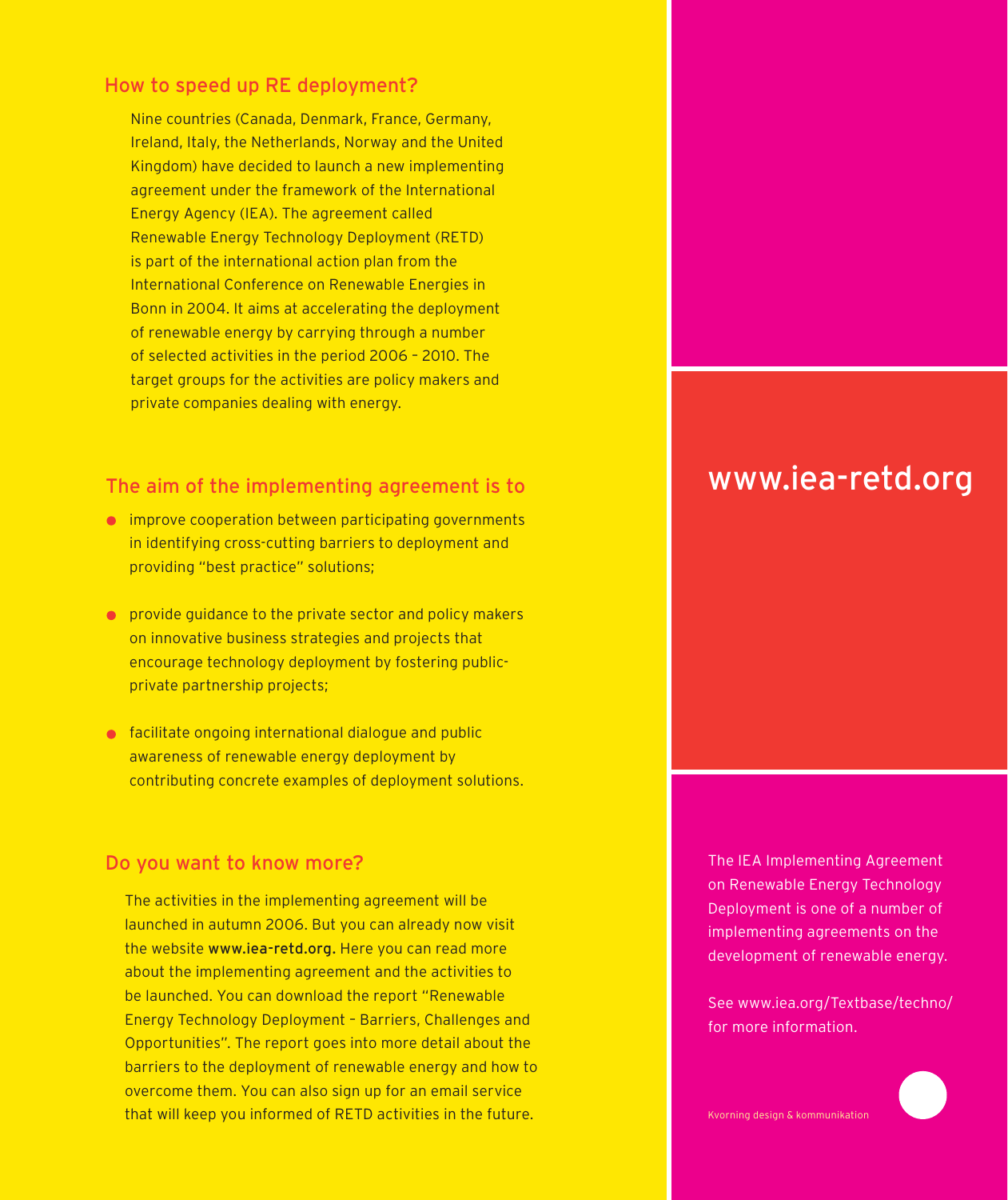## How to speed up RE deployment?

Nine countries (Canada, Denmark, France, Germany, Ireland, Italy, the Netherlands, Norway and the United Kingdom) have decided to launch a new implementing agreement under the framework of the International Energy Agency (IEA). The agreement called Renewable Energy Technology Deployment (RETD) is part of the international action plan from the International Conference on Renewable Energies in Bonn in 2004. It aims at accelerating the deployment of renewable energy by carrying through a number of selected activities in the period 2006 – 2010. The target groups for the activities are policy makers and private companies dealing with energy.

## The aim of the implementing agreement is to

- improve cooperation between participating governments in identifying cross-cutting barriers to deployment and providing "best practice" solutions;
- provide guidance to the private sector and policy makers on innovative business strategies and projects that encourage technology deployment by fostering public-private partnership projects;
- facilitate ongoing international dialogue and public awareness of renewable energy deployment by contributing concrete examples of deployment solutions.

## Do you want to know more?

The activities in the implementing agreement will be launched in autumn 2006. But you can already now visit the website **www.iea-retd.org.** Here you can read more about the implementing agreement and the activities to be launched. You can download the report "Renewable Energy Technology Deployment – Barriers, Challenges and Opportunities". The report goes into more detail about the barriers to the deployment of renewable energy and how to overcome them. You can also sign up for an email service that will keep you informed of RETD activities in the future.

# www.iea-retd.org

The IEA Implementing Agreement on Renewable Energy Technology Deployment is one of a number of implementing agreements on the development of renewable energy.

See www.iea.org/Textbase/techno/ for more information.

Kvorning design & kommunikation